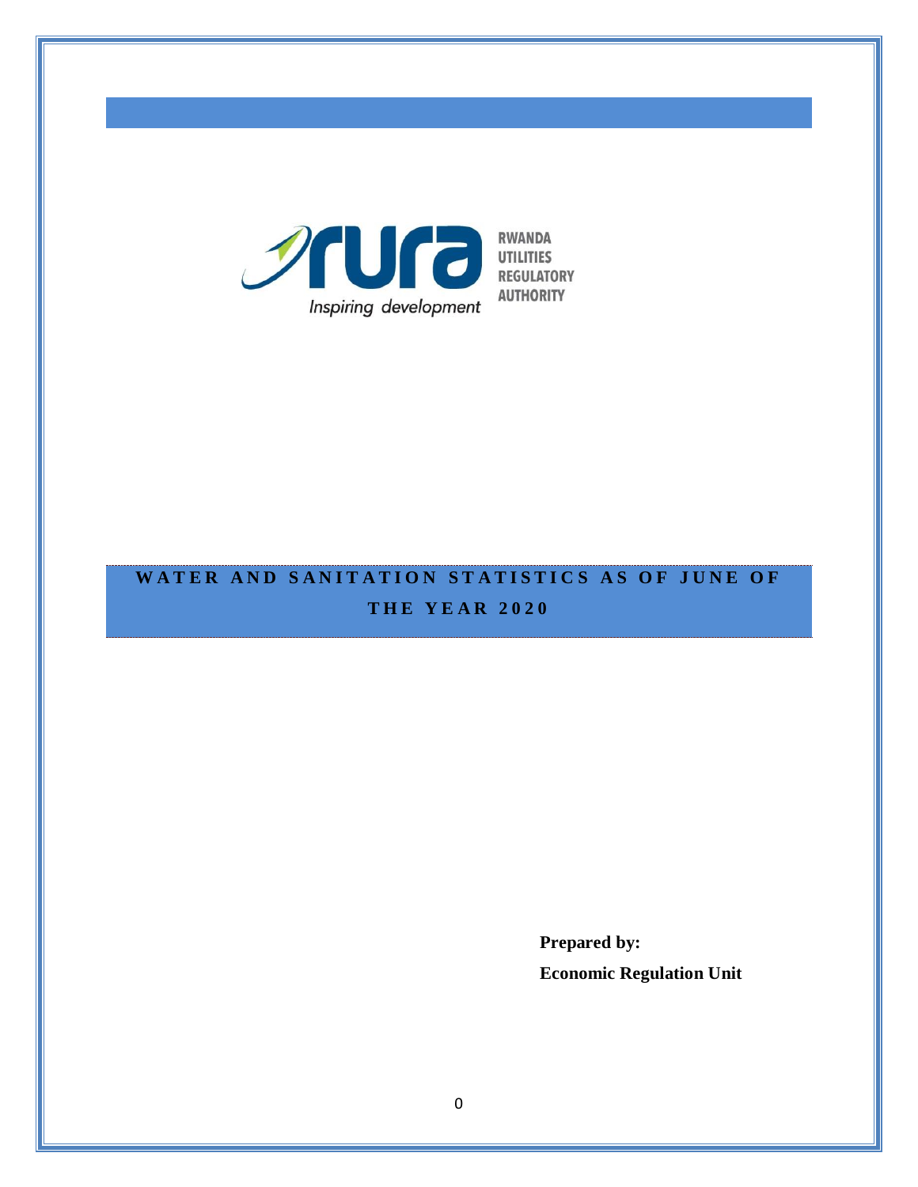RWANDA UTILITIES REGULATORY AUTHORITY

*Inspiring development*

# WATER AND SANITATION STATISTICS AS OF JUNE OF THE YEAR 2020

**Prepared by:**

**Economic Regulation Unit**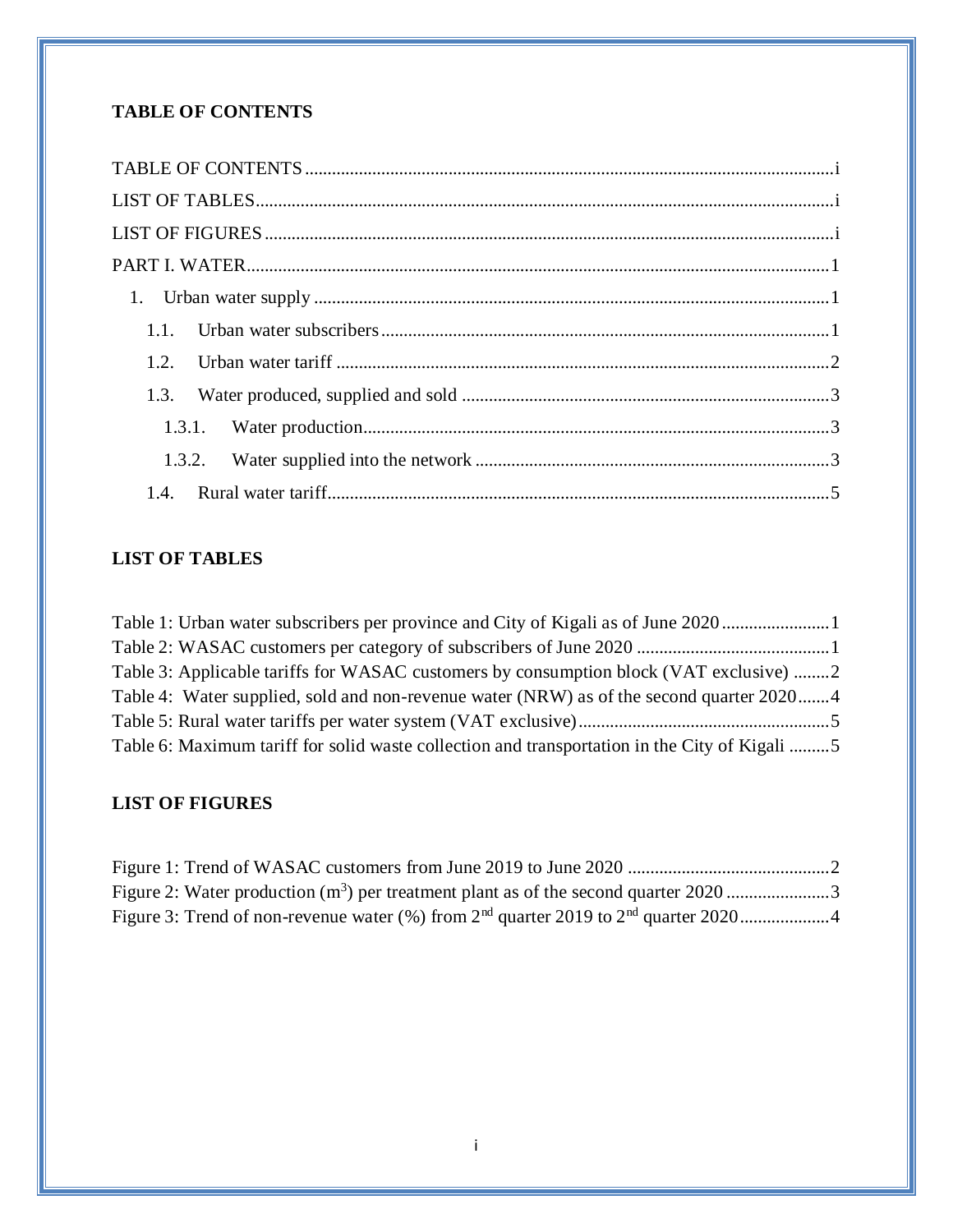## TABLE OF CONTENTS

TABLE OF CONTENTS ..... i

LIST OF TABLES ..... i

LIST OF FIGURES ..... i

PART I. WATER ..... 1

1. Urban water supply ..... 1
   - 1.1. Urban water subscribers ..... 1
   - 1.2. Urban water tariff ..... 2
   - 1.3. Water produced, supplied and sold ..... 3
     - 1.3.1. Water production ..... 3
     - 1.3.2. Water supplied into the network ..... 3
   - 1.4. Rural water tariff ..... 5

## LIST OF TABLES

Table 1: Urban water subscribers per province and City of Kigali as of June 2020 ..... 1

Table 2: WASAC customers per category of subscribers of June 2020 ..... 1

Table 3: Applicable tariffs for WASAC customers by consumption block (VAT exclusive) ..... 2

Table 4: Water supplied, sold and non-revenue water (NRW) as of the second quarter 2020 ..... 4

Table 5: Rural water tariffs per water system (VAT exclusive) ..... 5

Table 6: Maximum tariff for solid waste collection and transportation in the City of Kigali ..... 5

## LIST OF FIGURES

Figure 1: Trend of WASAC customers from June 2019 to June 2020 ..... 2

Figure 2: Water production ($m^3$) per treatment plant as of the second quarter 2020 ..... 3

Figure 3: Trend of non-revenue water (%) from 2nd quarter 2019 to 2nd quarter 2020 ..... 4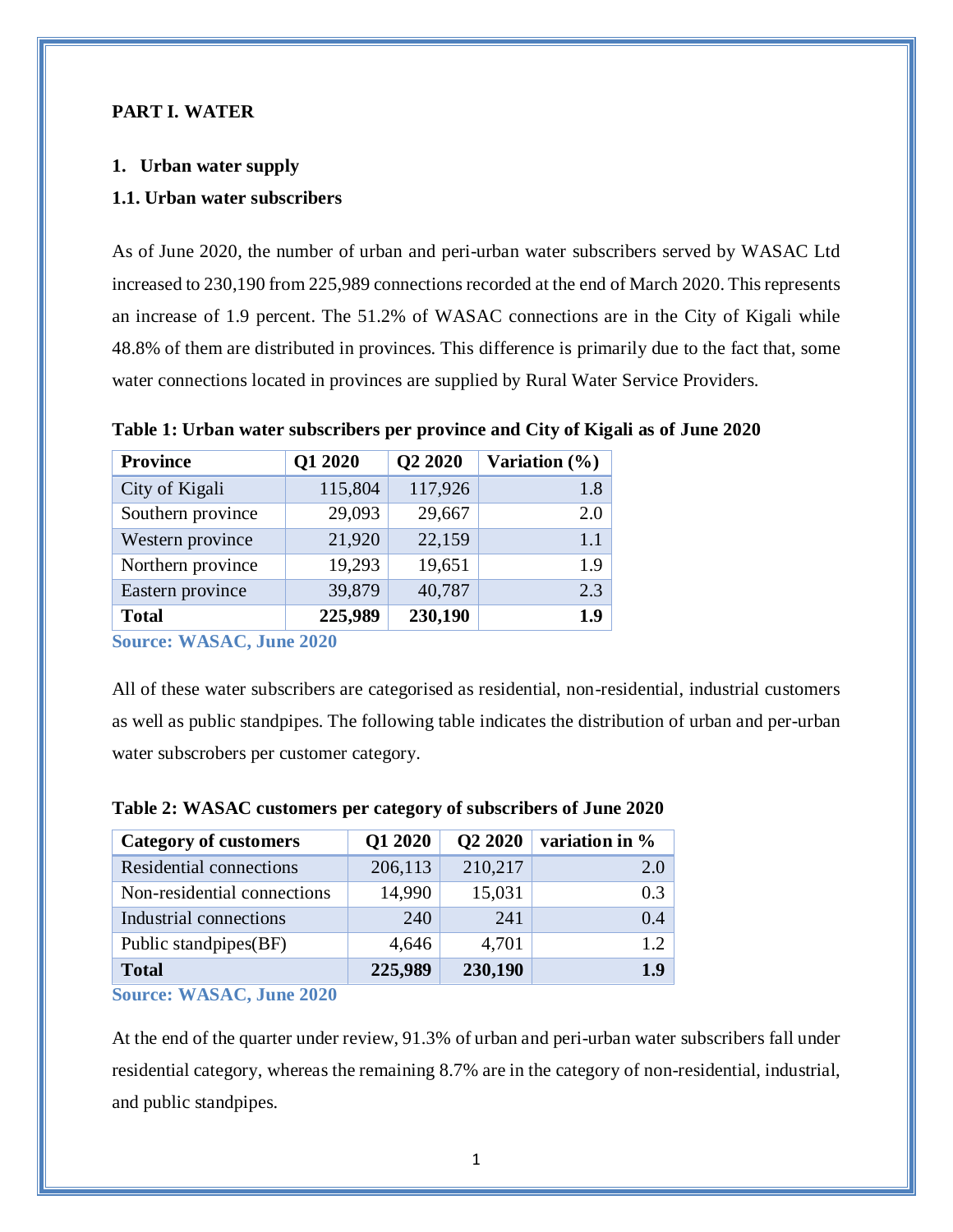# PART I. WATER

## 1. Urban water supply

### 1.1. Urban water subscribers

As of June 2020, the number of urban and peri-urban water subscribers served by WASAC Ltd increased to 230,190 from 225,989 connections recorded at the end of March 2020. This represents an increase of 1.9 percent. The 51.2% of WASAC connections are in the City of Kigali while 48.8% of them are distributed in provinces. This difference is primarily due to the fact that, some water connections located in provinces are supplied by Rural Water Service Providers.

**Table 1: Urban water subscribers per province and City of Kigali as of June 2020**

| Province | Q1 2020 | Q2 2020 | Variation (%) |
|---|---|---|---|
| City of Kigali | 115,804 | 117,926 | 1.8 |
| Southern province | 29,093 | 29,667 | 2.0 |
| Western province | 21,920 | 22,159 | 1.1 |
| Northern province | 19,293 | 19,651 | 1.9 |
| Eastern province | 39,879 | 40,787 | 2.3 |
| **Total** | **225,989** | **230,190** | **1.9** |

**Source: WASAC, June 2020**

All of these water subscribers are categorised as residential, non-residential, industrial customers as well as public standpipes. The following table indicates the distribution of urban and per-urban water subscrobers per customer category.

**Table 2: WASAC customers per category of subscribers of June 2020**

| Category of customers | Q1 2020 | Q2 2020 | variation in % |
|---|---|---|---|
| Residential connections | 206,113 | 210,217 | 2.0 |
| Non-residential connections | 14,990 | 15,031 | 0.3 |
| Industrial connections | 240 | 241 | 0.4 |
| Public standpipes(BF) | 4,646 | 4,701 | 1.2 |
| **Total** | **225,989** | **230,190** | **1.9** |

**Source: WASAC, June 2020**

At the end of the quarter under review, 91.3% of urban and peri-urban water subscribers fall under residential category, whereas the remaining 8.7% are in the category of non-residential, industrial, and public standpipes.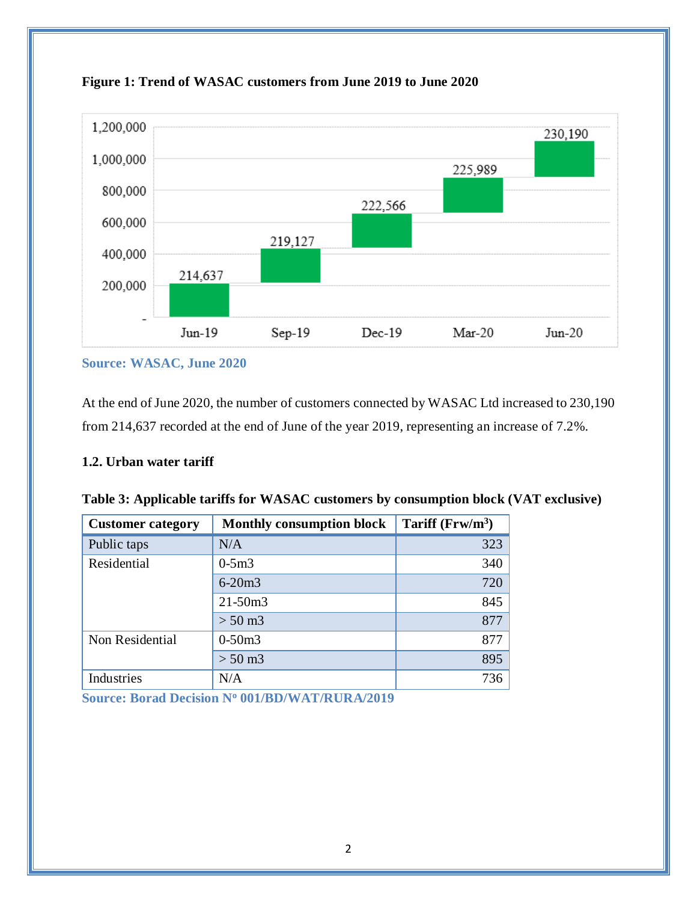**Figure 1: Trend of WASAC customers from June 2019 to June 2020**

Source: WASAC, June 2020

At the end of June 2020, the number of customers connected by WASAC Ltd increased to 230,190 from 214,637 recorded at the end of June of the year 2019, representing an increase of 7.2%.

### 1.2. Urban water tariff

**Table 3: Applicable tariffs for WASAC customers by consumption block (VAT exclusive)**

| Customer category | Monthly consumption block | Tariff (Frw/m$^3$) |
|---|---|---|
| Public taps | N/A | 323 |
| Residential | 0-5m3 | 340 |
| | 6-20m3 | 720 |
| | 21-50m3 | 845 |
| | > 50 m3 | 877 |
| Non Residential | 0-50m3 | 877 |
| | > 50 m3 | 895 |
| Industries | N/A | 736 |

Source: Borad Decision Nº 001/BD/WAT/RURA/2019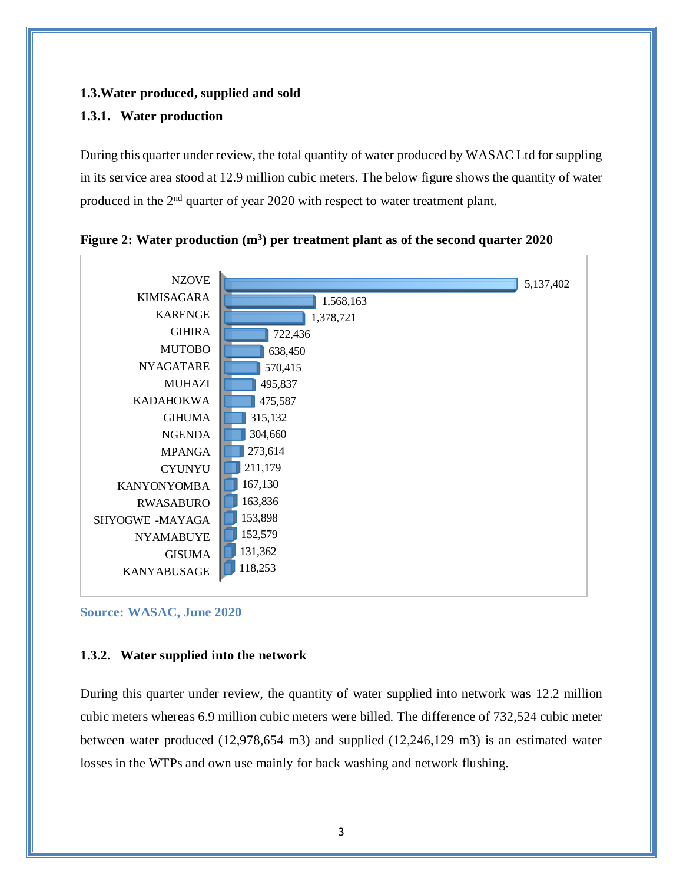## 1.3. Water produced, supplied and sold

### 1.3.1. Water production

During this quarter under review, the total quantity of water produced by WASAC Ltd for suppling in its service area stood at 12.9 million cubic meters. The below figure shows the quantity of water produced in the 2nd quarter of year 2020 with respect to water treatment plant.

**Figure 2: Water production ($m^3$) per treatment plant as of the second quarter 2020**

| Treatment plant | Water production ($m^3$) |
|---|---|
| NZOVE | 5,137,402 |
| KIMISAGARA | 1,568,163 |
| KARENGE | 1,378,721 |
| GIHIRA | 722,436 |
| MUTOBO | 638,450 |
| NYAGATARE | 570,415 |
| MUHAZI | 495,837 |
| KADAHOKWA | 475,587 |
| GIHUMA | 315,132 |
| NGENDA | 304,660 |
| MPANGA | 273,614 |
| CYUNYU | 211,179 |
| KANYONYOMBA | 167,130 |
| RWASABURO | 163,836 |
| SHYOGWE -MAYAGA | 153,898 |
| NYAMABUYE | 152,579 |
| GISUMA | 131,362 |
| KANYABUSAGE | 118,253 |

**Source: WASAC, June 2020**

### 1.3.2. Water supplied into the network

During this quarter under review, the quantity of water supplied into network was 12.2 million cubic meters whereas 6.9 million cubic meters were billed. The difference of 732,524 cubic meter between water produced (12,978,654 m3) and supplied (12,246,129 m3) is an estimated water losses in the WTPs and own use mainly for back washing and network flushing.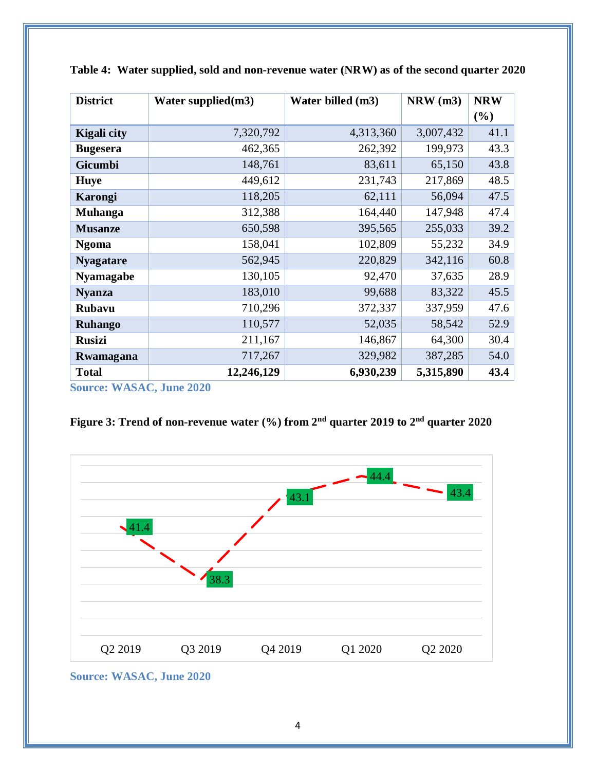**Table 4: Water supplied, sold and non-revenue water (NRW) as of the second quarter 2020**

| District | Water supplied(m3) | Water billed (m3) | NRW (m3) | NRW (%) |
|---|---|---|---|---|
| **Kigali city** | 7,320,792 | 4,313,360 | 3,007,432 | 41.1 |
| **Bugesera** | 462,365 | 262,392 | 199,973 | 43.3 |
| **Gicumbi** | 148,761 | 83,611 | 65,150 | 43.8 |
| **Huye** | 449,612 | 231,743 | 217,869 | 48.5 |
| **Karongi** | 118,205 | 62,111 | 56,094 | 47.5 |
| **Muhanga** | 312,388 | 164,440 | 147,948 | 47.4 |
| **Musanze** | 650,598 | 395,565 | 255,033 | 39.2 |
| **Ngoma** | 158,041 | 102,809 | 55,232 | 34.9 |
| **Nyagatare** | 562,945 | 220,829 | 342,116 | 60.8 |
| **Nyamagabe** | 130,105 | 92,470 | 37,635 | 28.9 |
| **Nyanza** | 183,010 | 99,688 | 83,322 | 45.5 |
| **Rubavu** | 710,296 | 372,337 | 337,959 | 47.6 |
| **Ruhango** | 110,577 | 52,035 | 58,542 | 52.9 |
| **Rusizi** | 211,167 | 146,867 | 64,300 | 30.4 |
| **Rwamagana** | 717,267 | 329,982 | 387,285 | 54.0 |
| **Total** | **12,246,129** | **6,930,239** | **5,315,890** | **43.4** |

**Source: WASAC, June 2020**

**Figure 3: Trend of non-revenue water (%) from 2nd quarter 2019 to 2nd quarter 2020**

| Q2 2019 | Q3 2019 | Q4 2019 | Q1 2020 | Q2 2020 |
|---|---|---|---|---|
| 41.4 | 38.3 | 43.1 | 44.4 | 43.4 |

**Source: WASAC, June 2020**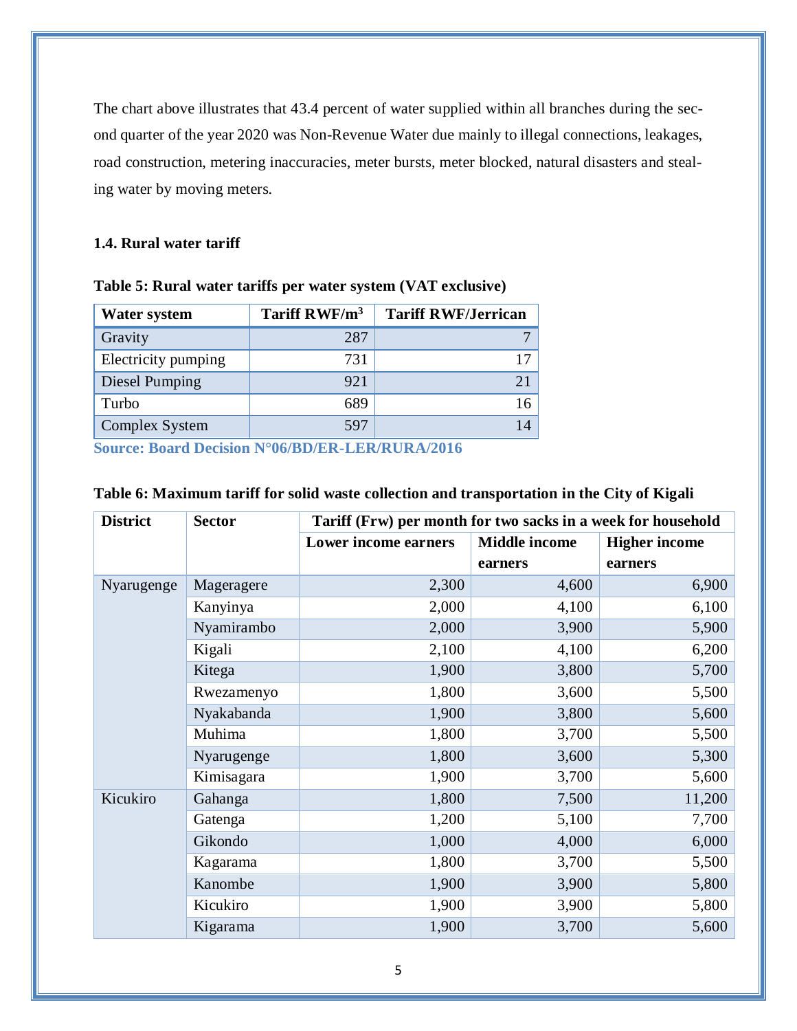The chart above illustrates that 43.4 percent of water supplied within all branches during the second quarter of the year 2020 was Non-Revenue Water due mainly to illegal connections, leakages, road construction, metering inaccuracies, meter bursts, meter blocked, natural disasters and stealing water by moving meters.

### 1.4. Rural water tariff

**Table 5: Rural water tariffs per water system (VAT exclusive)**

| Water system | Tariff RWF/m$^3$ | Tariff RWF/Jerrican |
|---|---|---|
| Gravity | 287 | 7 |
| Electricity pumping | 731 | 17 |
| Diesel Pumping | 921 | 21 |
| Turbo | 689 | 16 |
| Complex System | 597 | 14 |

**Source: Board Decision N°06/BD/ER-LER/RURA/2016**

**Table 6: Maximum tariff for solid waste collection and transportation in the City of Kigali**

| District | Sector | Tariff (Frw) per month for two sacks in a week for household | | |
|---|---|---|---|---|
| | | Lower income earners | Middle income earners | Higher income earners |
| Nyarugenge | Mageragere | 2,300 | 4,600 | 6,900 |
| | Kanyinya | 2,000 | 4,100 | 6,100 |
| | Nyamirambo | 2,000 | 3,900 | 5,900 |
| | Kigali | 2,100 | 4,100 | 6,200 |
| | Kitega | 1,900 | 3,800 | 5,700 |
| | Rwezamenyo | 1,800 | 3,600 | 5,500 |
| | Nyakabanda | 1,900 | 3,800 | 5,600 |
| | Muhima | 1,800 | 3,700 | 5,500 |
| | Nyarugenge | 1,800 | 3,600 | 5,300 |
| | Kimisagara | 1,900 | 3,700 | 5,600 |
| Kicukiro | Gahanga | 1,800 | 7,500 | 11,200 |
| | Gatenga | 1,200 | 5,100 | 7,700 |
| | Gikondo | 1,000 | 4,000 | 6,000 |
| | Kagarama | 1,800 | 3,700 | 5,500 |
| | Kanombe | 1,900 | 3,900 | 5,800 |
| | Kicukiro | 1,900 | 3,900 | 5,800 |
| | Kigarama | 1,900 | 3,700 | 5,600 |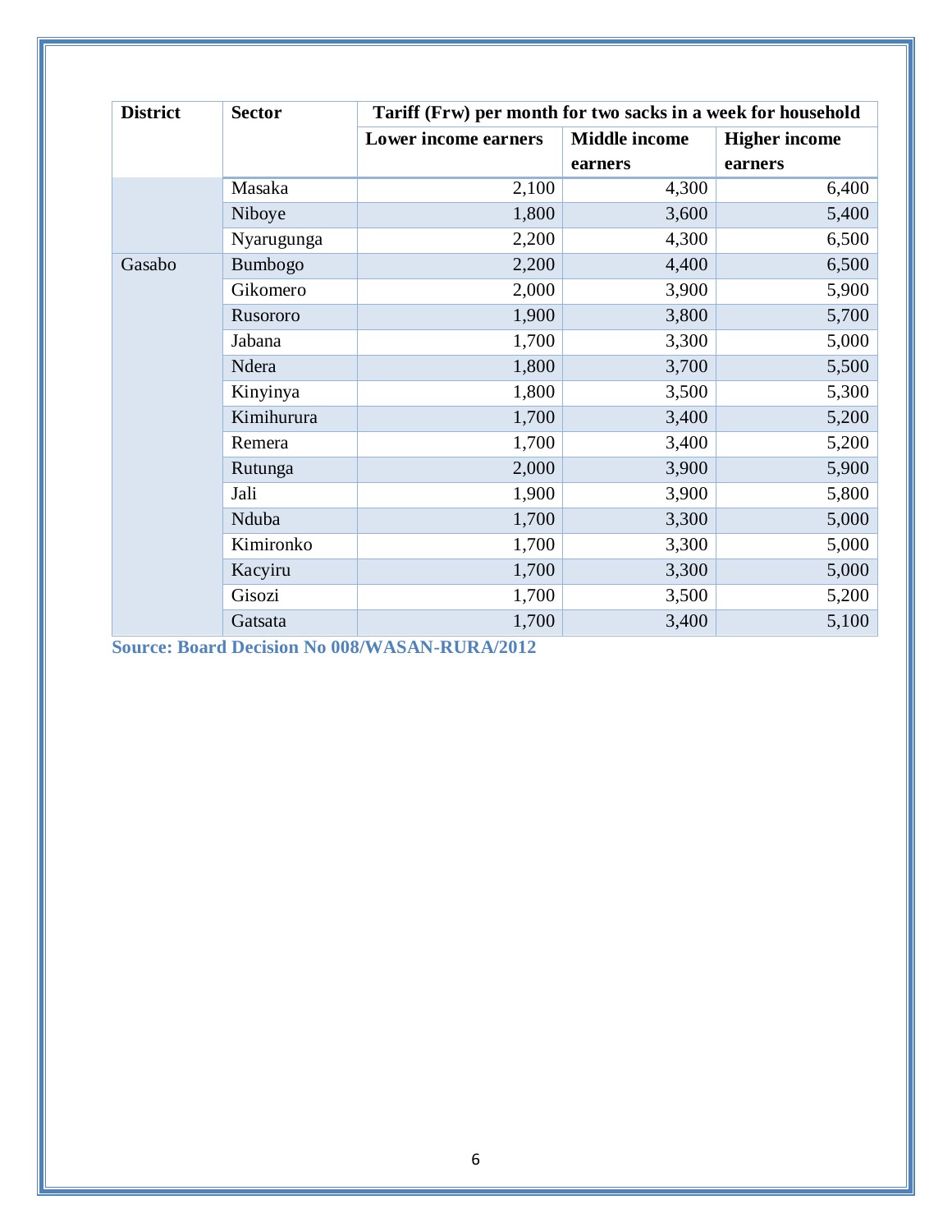| District | Sector | Tariff (Frw) per month for two sacks in a week for household | | |
|---|---|---|---|---|
| | | **Lower income earners** | **Middle income earners** | **Higher income earners** |
| | Masaka | 2,100 | 4,300 | 6,400 |
| | Niboye | 1,800 | 3,600 | 5,400 |
| | Nyarugunga | 2,200 | 4,300 | 6,500 |
| Gasabo | Bumbogo | 2,200 | 4,400 | 6,500 |
| | Gikomero | 2,000 | 3,900 | 5,900 |
| | Rusororo | 1,900 | 3,800 | 5,700 |
| | Jabana | 1,700 | 3,300 | 5,000 |
| | Ndera | 1,800 | 3,700 | 5,500 |
| | Kinyinya | 1,800 | 3,500 | 5,300 |
| | Kimihurura | 1,700 | 3,400 | 5,200 |
| | Remera | 1,700 | 3,400 | 5,200 |
| | Rutunga | 2,000 | 3,900 | 5,900 |
| | Jali | 1,900 | 3,900 | 5,800 |
| | Nduba | 1,700 | 3,300 | 5,000 |
| | Kimironko | 1,700 | 3,300 | 5,000 |
| | Kacyiru | 1,700 | 3,300 | 5,000 |
| | Gisozi | 1,700 | 3,500 | 5,200 |
| | Gatsata | 1,700 | 3,400 | 5,100 |

**Source: Board Decision No 008/WASAN-RURA/2012**